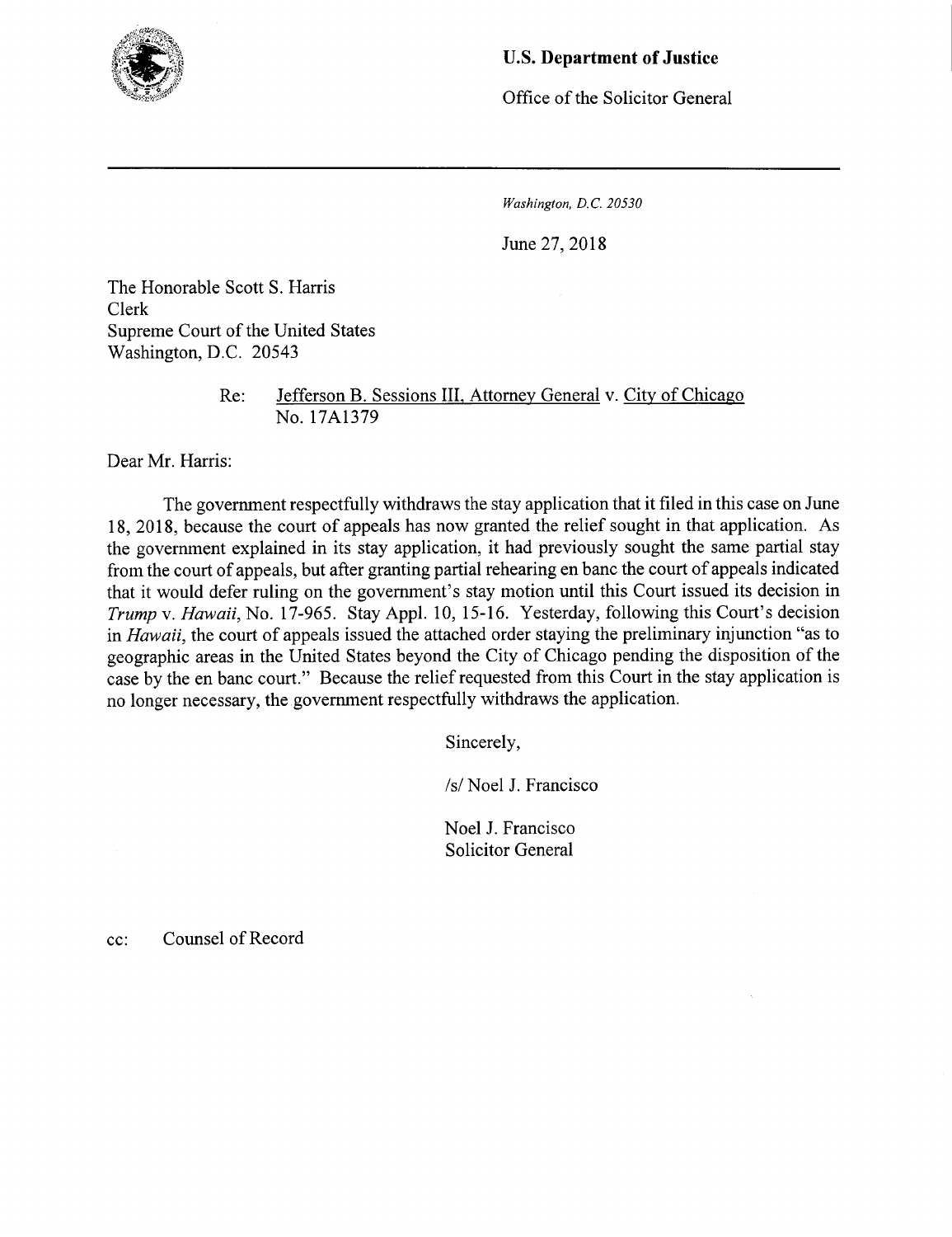**U.S. Department of Justice**

Office of the Solicitor General

---

*Washington, D.C. 20530*

June 27, 2018

The Honorable Scott S. Harris
Clerk
Supreme Court of the United States
Washington, D.C. 20543

Re: Jefferson B. Sessions III, Attorney General v. City of Chicago
No. 17A1379

Dear Mr. Harris:

The government respectfully withdraws the stay application that it filed in this case on June 18, 2018, because the court of appeals has now granted the relief sought in that application. As the government explained in its stay application, it had previously sought the same partial stay from the court of appeals, but after granting partial rehearing en banc the court of appeals indicated that it would defer ruling on the government's stay motion until this Court issued its decision in *Trump* v. *Hawaii*, No. 17-965. Stay Appl. 10, 15-16. Yesterday, following this Court's decision in *Hawaii*, the court of appeals issued the attached order staying the preliminary injunction "as to geographic areas in the United States beyond the City of Chicago pending the disposition of the case by the en banc court." Because the relief requested from this Court in the stay application is no longer necessary, the government respectfully withdraws the application.

Sincerely,

/s/ Noel J. Francisco

Noel J. Francisco
Solicitor General

cc: Counsel of Record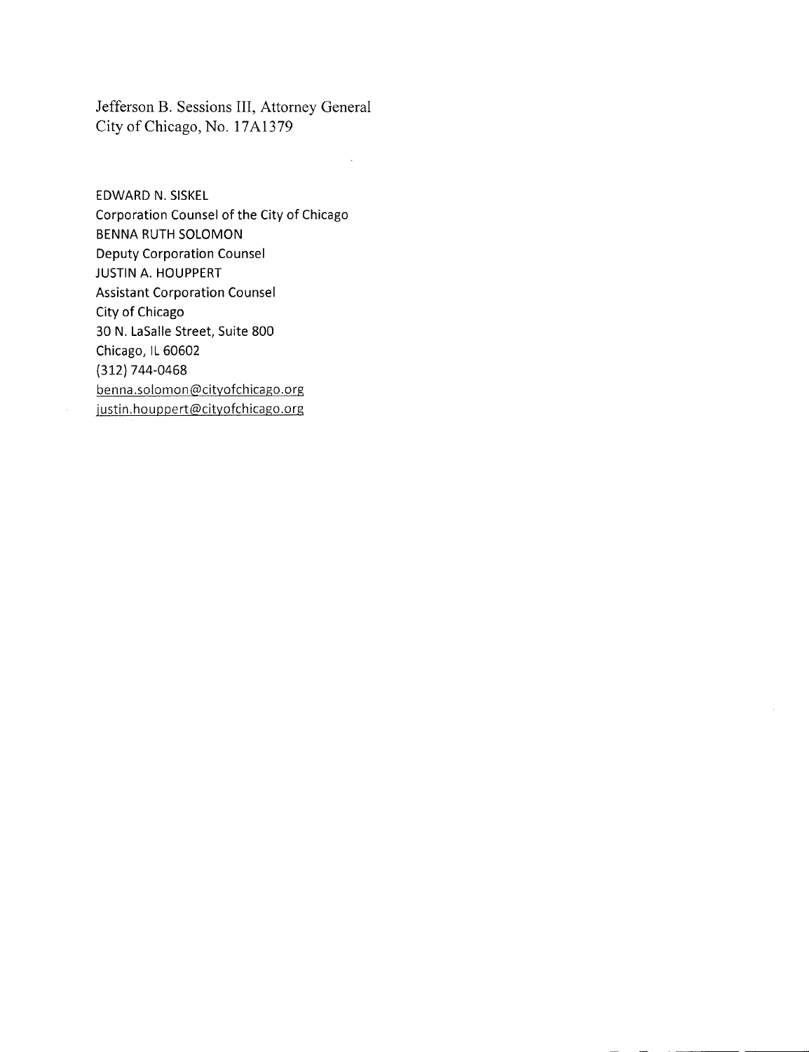Jefferson B. Sessions III, Attorney General
City of Chicago, No. 17A1379

EDWARD N. SISKEL
Corporation Counsel of the City of Chicago
BENNA RUTH SOLOMON
Deputy Corporation Counsel
JUSTIN A. HOUPPERT
Assistant Corporation Counsel
City of Chicago
30 N. LaSalle Street, Suite 800
Chicago, IL 60602
(312) 744-0468
benna.solomon@cityofchicago.org
justin.houppert@cityofchicago.org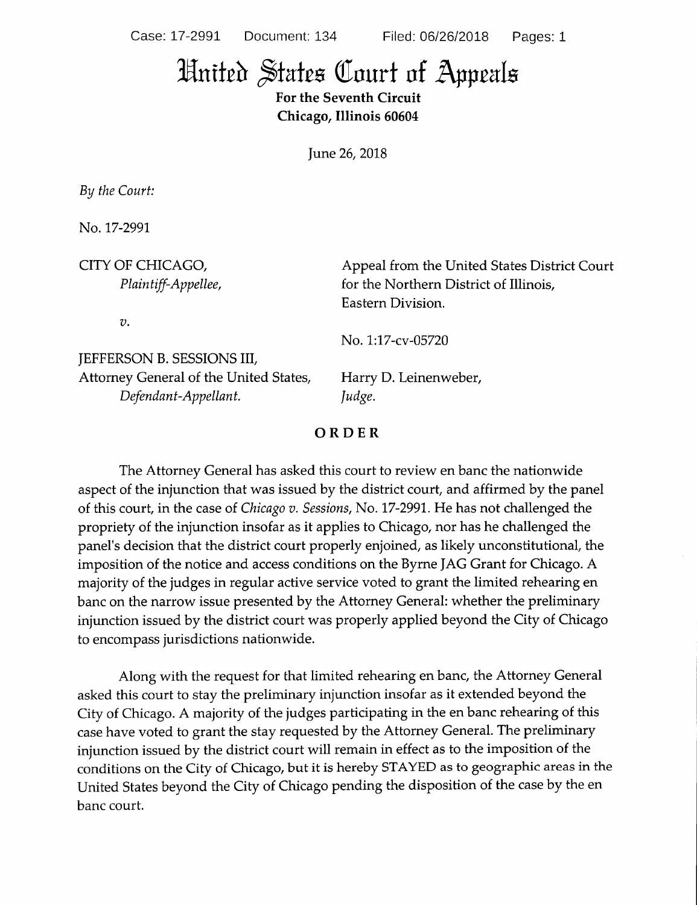# United States Court of Appeals

**For the Seventh Circuit**
**Chicago, Illinois 60604**

June 26, 2018

*By the Court:*

No. 17-2991

| | |
|---|---|
| CITY OF CHICAGO, *Plaintiff-Appellee*, | Appeal from the United States District Court for the Northern District of Illinois, Eastern Division. |
| *v.* | |
| | No. 1:17-cv-05720 |
| JEFFERSON B. SESSIONS III, Attorney General of the United States, *Defendant-Appellant*. | Harry D. Leinenweber, *Judge*. |

**ORDER**

The Attorney General has asked this court to review en banc the nationwide aspect of the injunction that was issued by the district court, and affirmed by the panel of this court, in the case of *Chicago v. Sessions*, No. 17-2991. He has not challenged the propriety of the injunction insofar as it applies to Chicago, nor has he challenged the panel's decision that the district court properly enjoined, as likely unconstitutional, the imposition of the notice and access conditions on the Byrne JAG Grant for Chicago. A majority of the judges in regular active service voted to grant the limited rehearing en banc on the narrow issue presented by the Attorney General: whether the preliminary injunction issued by the district court was properly applied beyond the City of Chicago to encompass jurisdictions nationwide.

Along with the request for that limited rehearing en banc, the Attorney General asked this court to stay the preliminary injunction insofar as it extended beyond the City of Chicago. A majority of the judges participating in the en banc rehearing of this case have voted to grant the stay requested by the Attorney General. The preliminary injunction issued by the district court will remain in effect as to the imposition of the conditions on the City of Chicago, but it is hereby STAYED as to geographic areas in the United States beyond the City of Chicago pending the disposition of the case by the en banc court.